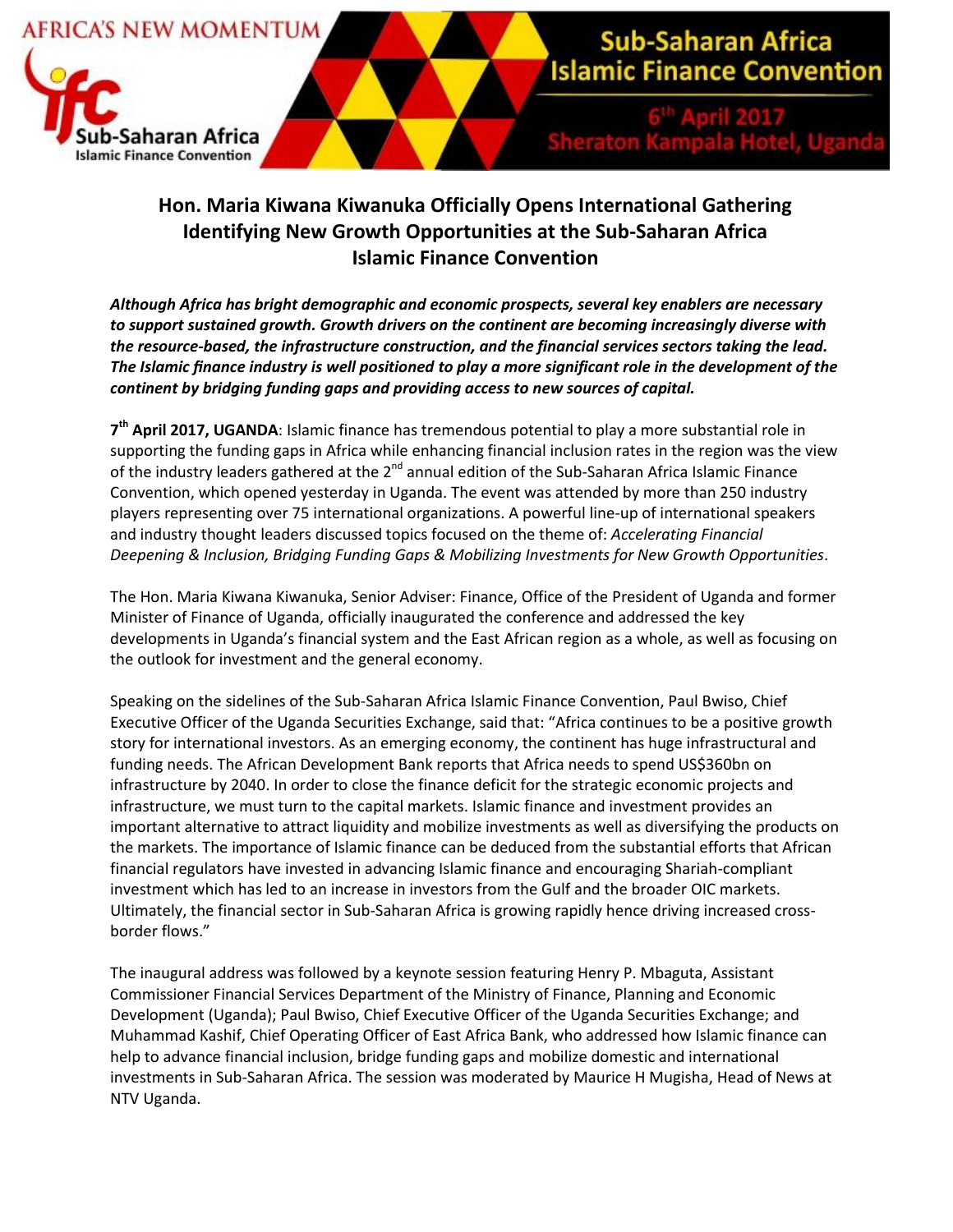AFRICA'S NEW MOMENTUM

Sub-Saharan Africa Islamic Finance Convention

Sub-Saharan Africa Islamic Finance Convention

6th April 2017
Sheraton Kampala Hotel, Uganda

# Hon. Maria Kiwana Kiwanuka Officially Opens International Gathering Identifying New Growth Opportunities at the Sub-Saharan Africa Islamic Finance Convention

***Although Africa has bright demographic and economic prospects, several key enablers are necessary to support sustained growth. Growth drivers on the continent are becoming increasingly diverse with the resource-based, the infrastructure construction, and the financial services sectors taking the lead. The Islamic finance industry is well positioned to play a more significant role in the development of the continent by bridging funding gaps and providing access to new sources of capital.***

**7th April 2017, UGANDA**: Islamic finance has tremendous potential to play a more substantial role in supporting the funding gaps in Africa while enhancing financial inclusion rates in the region was the view of the industry leaders gathered at the 2nd annual edition of the Sub-Saharan Africa Islamic Finance Convention, which opened yesterday in Uganda. The event was attended by more than 250 industry players representing over 75 international organizations. A powerful line-up of international speakers and industry thought leaders discussed topics focused on the theme of: *Accelerating Financial Deepening & Inclusion, Bridging Funding Gaps & Mobilizing Investments for New Growth Opportunities*.

The Hon. Maria Kiwana Kiwanuka, Senior Adviser: Finance, Office of the President of Uganda and former Minister of Finance of Uganda, officially inaugurated the conference and addressed the key developments in Uganda's financial system and the East African region as a whole, as well as focusing on the outlook for investment and the general economy.

Speaking on the sidelines of the Sub-Saharan Africa Islamic Finance Convention, Paul Bwiso, Chief Executive Officer of the Uganda Securities Exchange, said that: "Africa continues to be a positive growth story for international investors. As an emerging economy, the continent has huge infrastructural and funding needs. The African Development Bank reports that Africa needs to spend US$360bn on infrastructure by 2040. In order to close the finance deficit for the strategic economic projects and infrastructure, we must turn to the capital markets. Islamic finance and investment provides an important alternative to attract liquidity and mobilize investments as well as diversifying the products on the markets. The importance of Islamic finance can be deduced from the substantial efforts that African financial regulators have invested in advancing Islamic finance and encouraging Shariah-compliant investment which has led to an increase in investors from the Gulf and the broader OIC markets. Ultimately, the financial sector in Sub-Saharan Africa is growing rapidly hence driving increased cross-border flows."

The inaugural address was followed by a keynote session featuring Henry P. Mbaguta, Assistant Commissioner Financial Services Department of the Ministry of Finance, Planning and Economic Development (Uganda); Paul Bwiso, Chief Executive Officer of the Uganda Securities Exchange; and Muhammad Kashif, Chief Operating Officer of East Africa Bank, who addressed how Islamic finance can help to advance financial inclusion, bridge funding gaps and mobilize domestic and international investments in Sub-Saharan Africa. The session was moderated by Maurice H Mugisha, Head of News at NTV Uganda.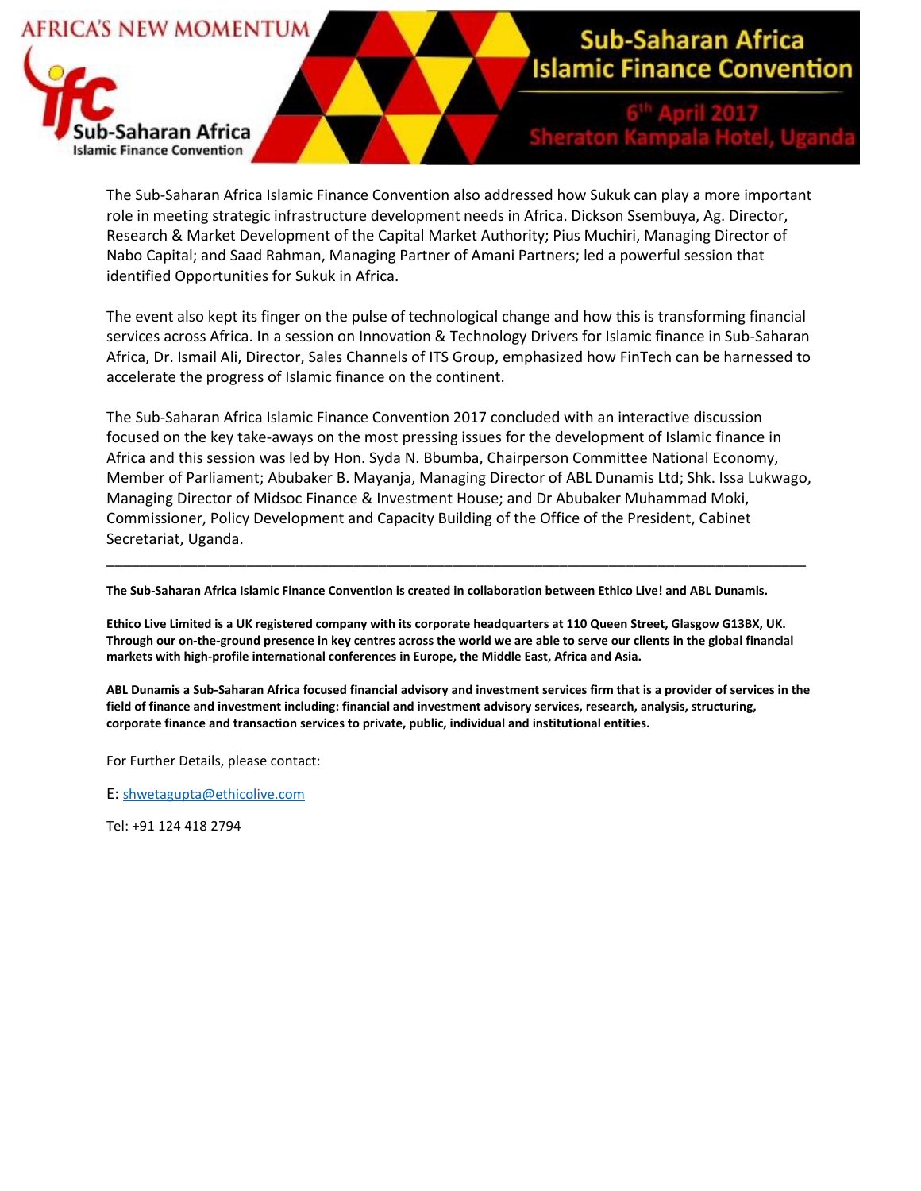The Sub-Saharan Africa Islamic Finance Convention also addressed how Sukuk can play a more important role in meeting strategic infrastructure development needs in Africa. Dickson Ssembuya, Ag. Director, Research & Market Development of the Capital Market Authority; Pius Muchiri, Managing Director of Nabo Capital; and Saad Rahman, Managing Partner of Amani Partners; led a powerful session that identified Opportunities for Sukuk in Africa.

The event also kept its finger on the pulse of technological change and how this is transforming financial services across Africa. In a session on Innovation & Technology Drivers for Islamic finance in Sub-Saharan Africa, Dr. Ismail Ali, Director, Sales Channels of ITS Group, emphasized how FinTech can be harnessed to accelerate the progress of Islamic finance on the continent.

The Sub-Saharan Africa Islamic Finance Convention 2017 concluded with an interactive discussion focused on the key take-aways on the most pressing issues for the development of Islamic finance in Africa and this session was led by Hon. Syda N. Bbumba, Chairperson Committee National Economy, Member of Parliament; Abubaker B. Mayanja, Managing Director of ABL Dunamis Ltd; Shk. Issa Lukwago, Managing Director of Midsoc Finance & Investment House; and Dr Abubaker Muhammad Moki, Commissioner, Policy Development and Capacity Building of the Office of the President, Cabinet Secretariat, Uganda.

---

**The Sub-Saharan Africa Islamic Finance Convention is created in collaboration between Ethico Live! and ABL Dunamis.**

**Ethico Live Limited is a UK registered company with its corporate headquarters at 110 Queen Street, Glasgow G13BX, UK. Through our on-the-ground presence in key centres across the world we are able to serve our clients in the global financial markets with high-profile international conferences in Europe, the Middle East, Africa and Asia.**

**ABL Dunamis a Sub-Saharan Africa focused financial advisory and investment services firm that is a provider of services in the field of finance and investment including: financial and investment advisory services, research, analysis, structuring, corporate finance and transaction services to private, public, individual and institutional entities.**

For Further Details, please contact:

E: shwetagupta@ethicolive.com

Tel: +91 124 418 2794